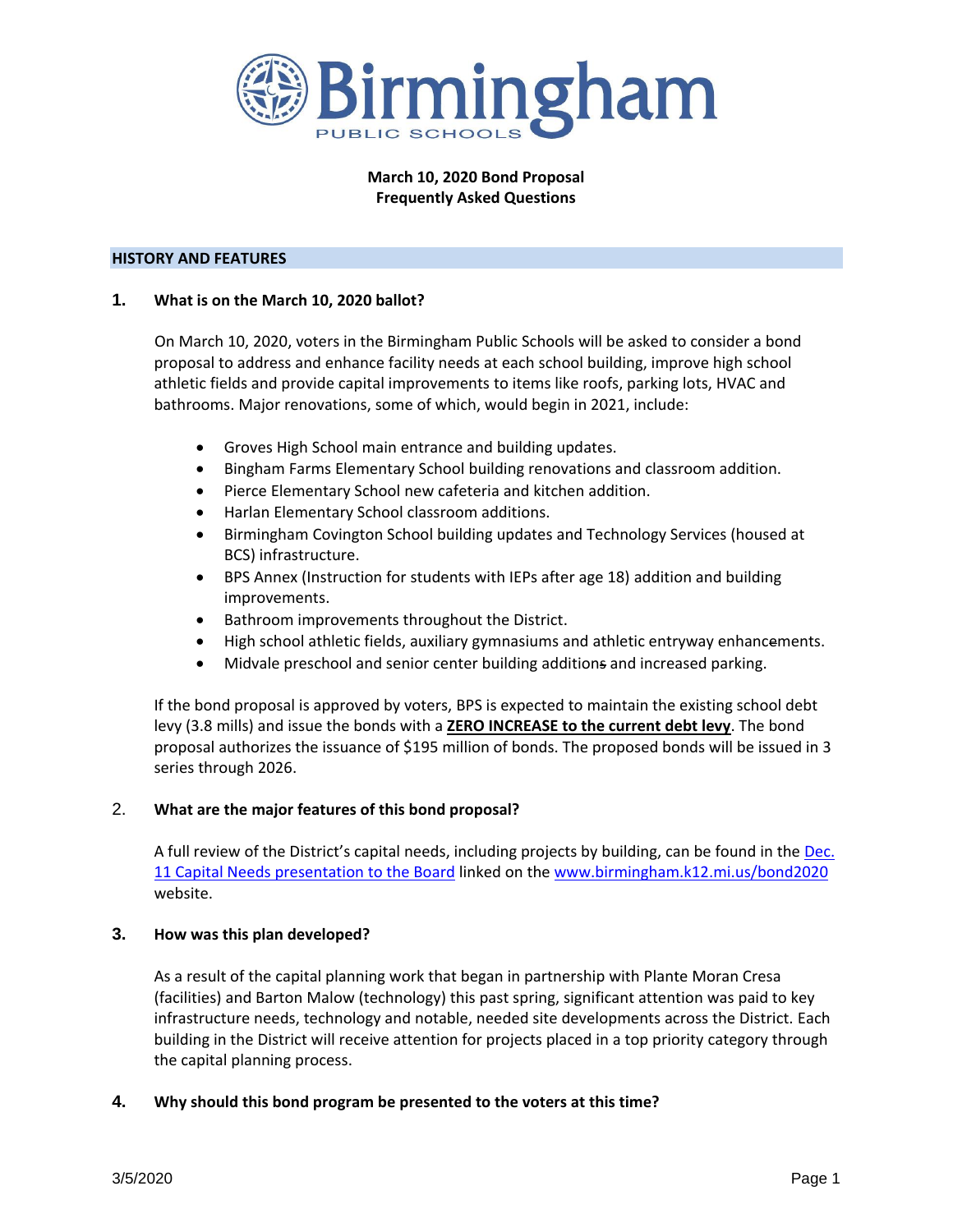# Birmingham Public Schools

**March 10, 2020 Bond Proposal**
**Frequently Asked Questions**

## HISTORY AND FEATURES

### 1. What is on the March 10, 2020 ballot?

On March 10, 2020, voters in the Birmingham Public Schools will be asked to consider a bond proposal to address and enhance facility needs at each school building, improve high school athletic fields and provide capital improvements to items like roofs, parking lots, HVAC and bathrooms. Major renovations, some of which, would begin in 2021, include:

- Groves High School main entrance and building updates.
- Bingham Farms Elementary School building renovations and classroom addition.
- Pierce Elementary School new cafeteria and kitchen addition.
- Harlan Elementary School classroom additions.
- Birmingham Covington School building updates and Technology Services (housed at BCS) infrastructure.
- BPS Annex (Instruction for students with IEPs after age 18) addition and building improvements.
- Bathroom improvements throughout the District.
- High school athletic fields, auxiliary gymnasiums and athletic entryway enhancements.
- Midvale preschool and senior center building additions and increased parking.

If the bond proposal is approved by voters, BPS is expected to maintain the existing school debt levy (3.8 mills) and issue the bonds with a **ZERO INCREASE to the current debt levy**. The bond proposal authorizes the issuance of $195 million of bonds. The proposed bonds will be issued in 3 series through 2026.

### 2. What are the major features of this bond proposal?

A full review of the District's capital needs, including projects by building, can be found in the Dec. 11 Capital Needs presentation to the Board linked on the www.birmingham.k12.mi.us/bond2020 website.

### 3. How was this plan developed?

As a result of the capital planning work that began in partnership with Plante Moran Cresa (facilities) and Barton Malow (technology) this past spring, significant attention was paid to key infrastructure needs, technology and notable, needed site developments across the District. Each building in the District will receive attention for projects placed in a top priority category through the capital planning process.

### 4. Why should this bond program be presented to the voters at this time?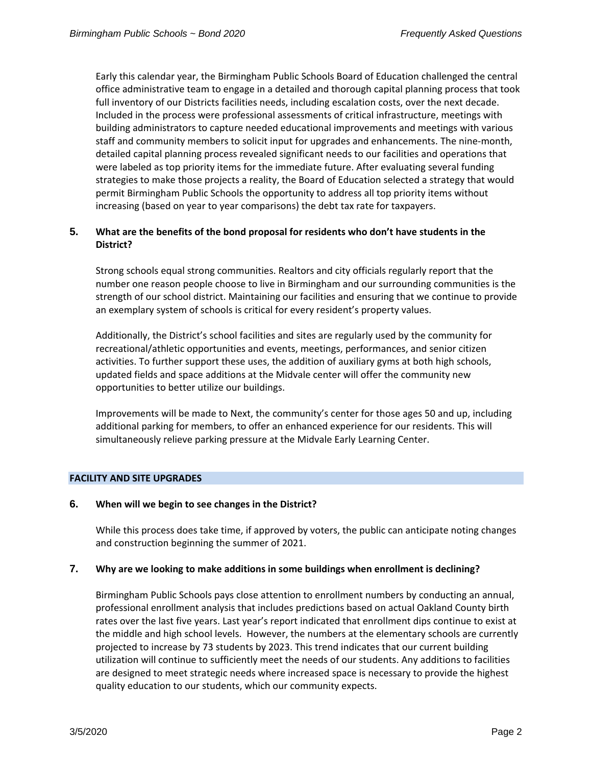Early this calendar year, the Birmingham Public Schools Board of Education challenged the central office administrative team to engage in a detailed and thorough capital planning process that took full inventory of our Districts facilities needs, including escalation costs, over the next decade. Included in the process were professional assessments of critical infrastructure, meetings with building administrators to capture needed educational improvements and meetings with various staff and community members to solicit input for upgrades and enhancements. The nine-month, detailed capital planning process revealed significant needs to our facilities and operations that were labeled as top priority items for the immediate future. After evaluating several funding strategies to make those projects a reality, the Board of Education selected a strategy that would permit Birmingham Public Schools the opportunity to address all top priority items without increasing (based on year to year comparisons) the debt tax rate for taxpayers.

### 5. What are the benefits of the bond proposal for residents who don't have students in the District?

Strong schools equal strong communities. Realtors and city officials regularly report that the number one reason people choose to live in Birmingham and our surrounding communities is the strength of our school district. Maintaining our facilities and ensuring that we continue to provide an exemplary system of schools is critical for every resident's property values.

Additionally, the District's school facilities and sites are regularly used by the community for recreational/athletic opportunities and events, meetings, performances, and senior citizen activities. To further support these uses, the addition of auxiliary gyms at both high schools, updated fields and space additions at the Midvale center will offer the community new opportunities to better utilize our buildings.

Improvements will be made to Next, the community's center for those ages 50 and up, including additional parking for members, to offer an enhanced experience for our residents. This will simultaneously relieve parking pressure at the Midvale Early Learning Center.

## FACILITY AND SITE UPGRADES

### 6. When will we begin to see changes in the District?

While this process does take time, if approved by voters, the public can anticipate noting changes and construction beginning the summer of 2021.

### 7. Why are we looking to make additions in some buildings when enrollment is declining?

Birmingham Public Schools pays close attention to enrollment numbers by conducting an annual, professional enrollment analysis that includes predictions based on actual Oakland County birth rates over the last five years. Last year's report indicated that enrollment dips continue to exist at the middle and high school levels. However, the numbers at the elementary schools are currently projected to increase by 73 students by 2023. This trend indicates that our current building utilization will continue to sufficiently meet the needs of our students. Any additions to facilities are designed to meet strategic needs where increased space is necessary to provide the highest quality education to our students, which our community expects.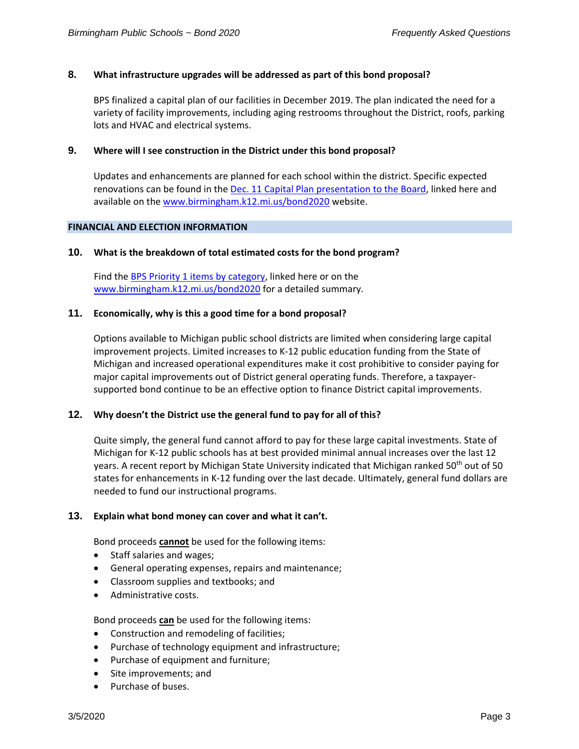### 8. What infrastructure upgrades will be addressed as part of this bond proposal?

BPS finalized a capital plan of our facilities in December 2019. The plan indicated the need for a variety of facility improvements, including aging restrooms throughout the District, roofs, parking lots and HVAC and electrical systems.

### 9. Where will I see construction in the District under this bond proposal?

Updates and enhancements are planned for each school within the district. Specific expected renovations can be found in the Dec. 11 Capital Plan presentation to the Board, linked here and available on the www.birmingham.k12.mi.us/bond2020 website.

## FINANCIAL AND ELECTION INFORMATION

### 10. What is the breakdown of total estimated costs for the bond program?

Find the BPS Priority 1 items by category, linked here or on the www.birmingham.k12.mi.us/bond2020 for a detailed summary.

### 11. Economically, why is this a good time for a bond proposal?

Options available to Michigan public school districts are limited when considering large capital improvement projects. Limited increases to K-12 public education funding from the State of Michigan and increased operational expenditures make it cost prohibitive to consider paying for major capital improvements out of District general operating funds. Therefore, a taxpayer-supported bond continue to be an effective option to finance District capital improvements.

### 12. Why doesn't the District use the general fund to pay for all of this?

Quite simply, the general fund cannot afford to pay for these large capital investments. State of Michigan for K-12 public schools has at best provided minimal annual increases over the last 12 years. A recent report by Michigan State University indicated that Michigan ranked 50th out of 50 states for enhancements in K-12 funding over the last decade. Ultimately, general fund dollars are needed to fund our instructional programs.

### 13. Explain what bond money can cover and what it can't.

Bond proceeds **cannot** be used for the following items:

- Staff salaries and wages;
- General operating expenses, repairs and maintenance;
- Classroom supplies and textbooks; and
- Administrative costs.

Bond proceeds **can** be used for the following items:

- Construction and remodeling of facilities;
- Purchase of technology equipment and infrastructure;
- Purchase of equipment and furniture;
- Site improvements; and
- Purchase of buses.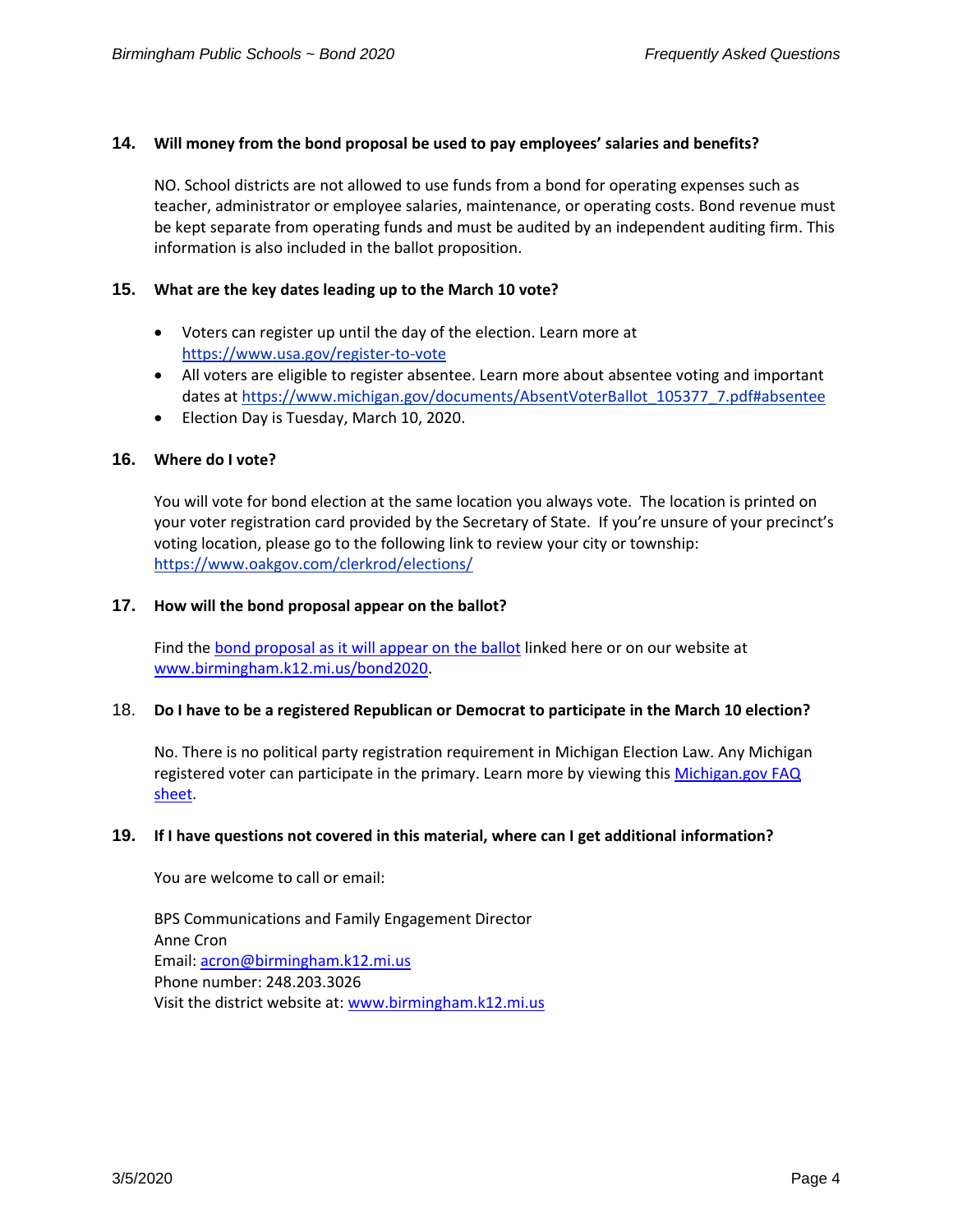**14. Will money from the bond proposal be used to pay employees' salaries and benefits?**

NO. School districts are not allowed to use funds from a bond for operating expenses such as teacher, administrator or employee salaries, maintenance, or operating costs. Bond revenue must be kept separate from operating funds and must be audited by an independent auditing firm. This information is also included in the ballot proposition.

**15. What are the key dates leading up to the March 10 vote?**

- Voters can register up until the day of the election. Learn more at [https://www.usa.gov/register-to-vote](https://www.usa.gov/register-to-vote)
- All voters are eligible to register absentee. Learn more about absentee voting and important dates at [https://www.michigan.gov/documents/AbsentVoterBallot_105377_7.pdf#absentee](https://www.michigan.gov/documents/AbsentVoterBallot_105377_7.pdf#absentee)
- Election Day is Tuesday, March 10, 2020.

**16. Where do I vote?**

You will vote for bond election at the same location you always vote. The location is printed on your voter registration card provided by the Secretary of State. If you're unsure of your precinct's voting location, please go to the following link to review your city or township: [https://www.oakgov.com/clerkrod/elections/](https://www.oakgov.com/clerkrod/elections/)

**17. How will the bond proposal appear on the ballot?**

Find the bond proposal as it will appear on the ballot linked here or on our website at [www.birmingham.k12.mi.us/bond2020](www.birmingham.k12.mi.us/bond2020).

18. **Do I have to be a registered Republican or Democrat to participate in the March 10 election?**

No. There is no political party registration requirement in Michigan Election Law. Any Michigan registered voter can participate in the primary. Learn more by viewing this Michigan.gov FAQ sheet.

**19. If I have questions not covered in this material, where can I get additional information?**

You are welcome to call or email:

BPS Communications and Family Engagement Director
Anne Cron
Email: [acron@birmingham.k12.mi.us](mailto:acron@birmingham.k12.mi.us)
Phone number: 248.203.3026
Visit the district website at: [www.birmingham.k12.mi.us](www.birmingham.k12.mi.us)

3/5/2020